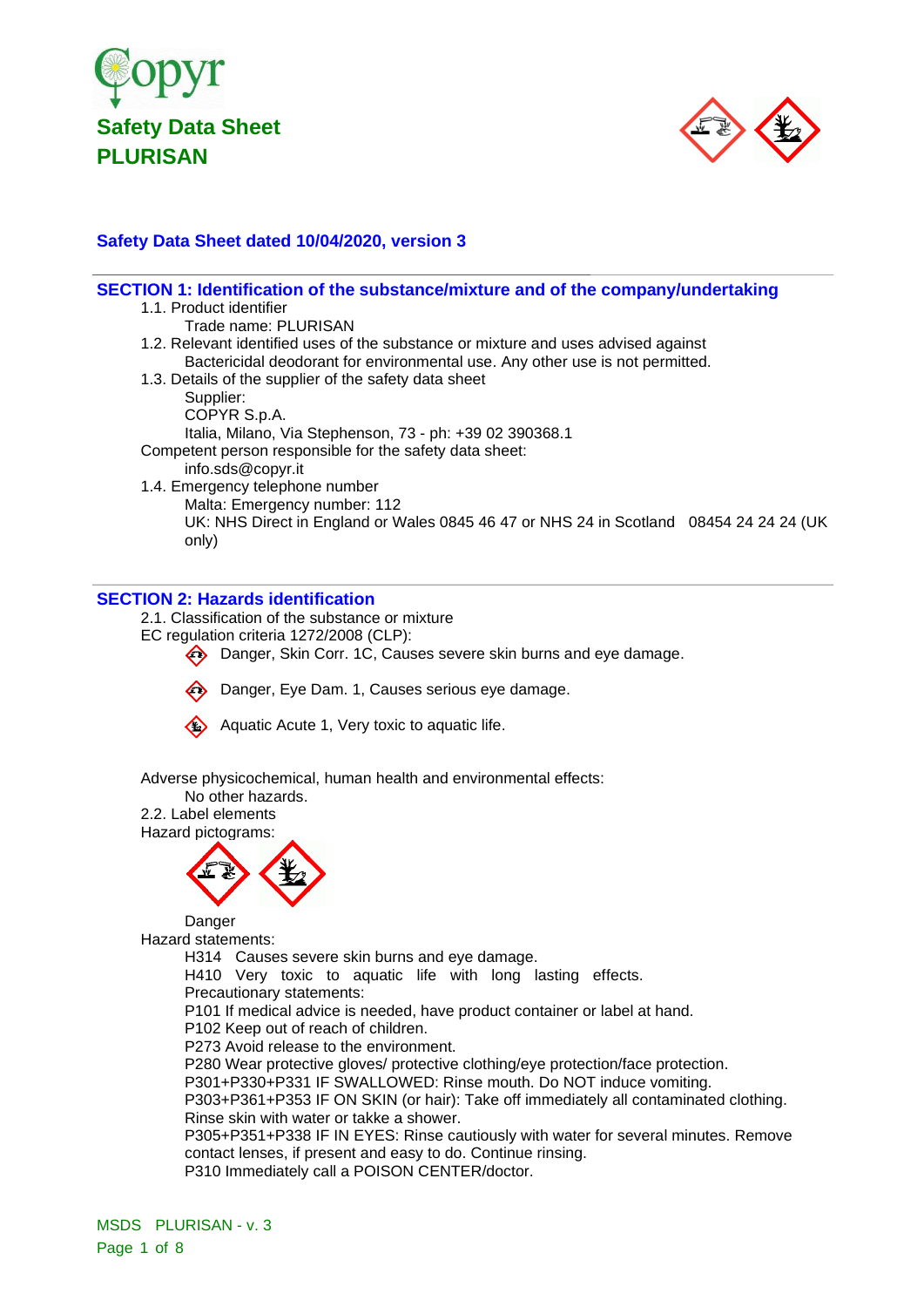# Copyr

## Safety Data Sheet
## PLURISAN

### Safety Data Sheet dated 10/04/2020, version 3

## SECTION 1: Identification of the substance/mixture and of the company/undertaking

1.1. Product identifier

Trade name: PLURISAN

1.2. Relevant identified uses of the substance or mixture and uses advised against

Bactericidal deodorant for environmental use. Any other use is not permitted.

1.3. Details of the supplier of the safety data sheet

Supplier:
COPYR S.p.A.
Italia, Milano, Via Stephenson, 73 - ph: +39 02 390368.1

Competent person responsible for the safety data sheet:

info.sds@copyr.it

1.4. Emergency telephone number

Malta: Emergency number: 112

UK: NHS Direct in England or Wales 0845 46 47 or NHS 24 in Scotland 08454 24 24 24 (UK only)

## SECTION 2: Hazards identification

2.1. Classification of the substance or mixture

EC regulation criteria 1272/2008 (CLP):

- Danger, Skin Corr. 1C, Causes severe skin burns and eye damage.
- Danger, Eye Dam. 1, Causes serious eye damage.
- Aquatic Acute 1, Very toxic to aquatic life.

Adverse physicochemical, human health and environmental effects:

No other hazards.

2.2. Label elements

Hazard pictograms:

Danger

Hazard statements:

H314 Causes severe skin burns and eye damage.
H410 Very toxic to aquatic life with long lasting effects.

Precautionary statements:

P101 If medical advice is needed, have product container or label at hand.
P102 Keep out of reach of children.
P273 Avoid release to the environment.
P280 Wear protective gloves/ protective clothing/eye protection/face protection.
P301+P330+P331 IF SWALLOWED: Rinse mouth. Do NOT induce vomiting.
P303+P361+P353 IF ON SKIN (or hair): Take off immediately all contaminated clothing. Rinse skin with water or takke a shower.
P305+P351+P338 IF IN EYES: Rinse cautiously with water for several minutes. Remove contact lenses, if present and easy to do. Continue rinsing.
P310 Immediately call a POISON CENTER/doctor.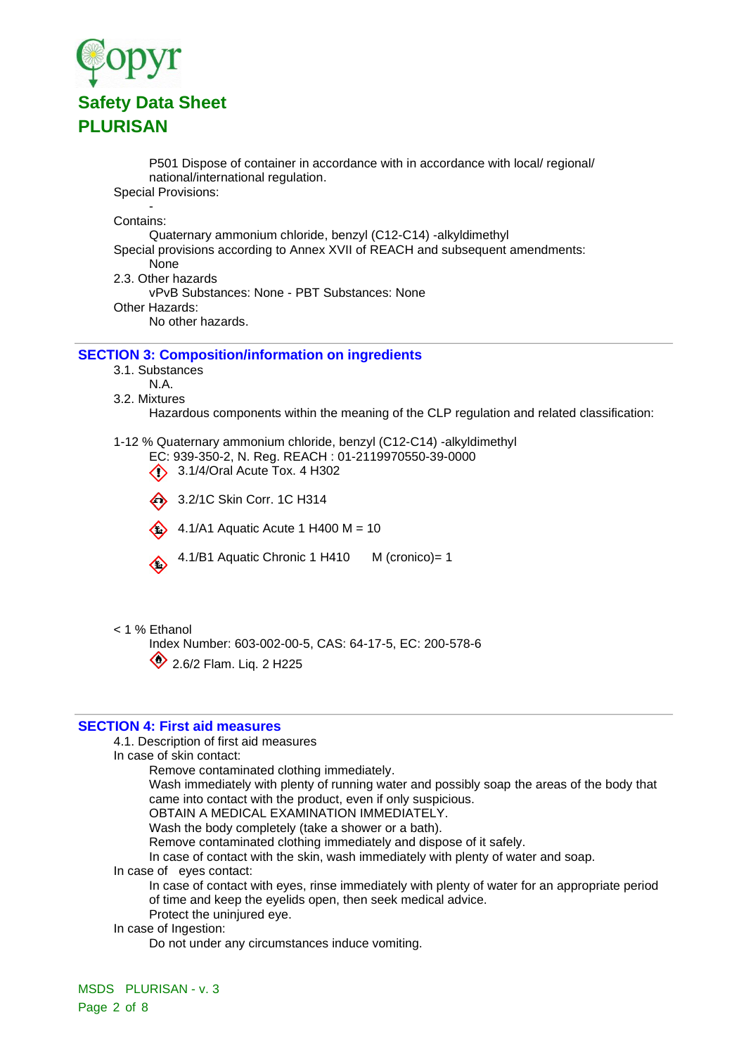P501 Dispose of container in accordance with in accordance with local/ regional/ national/international regulation.

Special Provisions:

-

Contains:

Quaternary ammonium chloride, benzyl (C12-C14) -alkyldimethyl

Special provisions according to Annex XVII of REACH and subsequent amendments:

None

2.3. Other hazards

vPvB Substances: None - PBT Substances: None

Other Hazards:

No other hazards.

## SECTION 3: Composition/information on ingredients

3.1. Substances

N.A.

3.2. Mixtures

Hazardous components within the meaning of the CLP regulation and related classification:

1-12 % Quaternary ammonium chloride, benzyl (C12-C14) -alkyldimethyl

EC: 939-350-2, N. Reg. REACH : 01-2119970550-39-0000

- 3.1/4/Oral Acute Tox. 4 H302
- 3.2/1C Skin Corr. 1C H314
- 4.1/A1 Aquatic Acute 1 H400 M = 10
- 4.1/B1 Aquatic Chronic 1 H410 M (cronico)= 1

< 1 % Ethanol

Index Number: 603-002-00-5, CAS: 64-17-5, EC: 200-578-6

- 2.6/2 Flam. Liq. 2 H225

## SECTION 4: First aid measures

4.1. Description of first aid measures

In case of skin contact:

Remove contaminated clothing immediately.

Wash immediately with plenty of running water and possibly soap the areas of the body that came into contact with the product, even if only suspicious.

OBTAIN A MEDICAL EXAMINATION IMMEDIATELY.

Wash the body completely (take a shower or a bath).

Remove contaminated clothing immediately and dispose of it safely.

In case of contact with the skin, wash immediately with plenty of water and soap.

In case of eyes contact:

In case of contact with eyes, rinse immediately with plenty of water for an appropriate period of time and keep the eyelids open, then seek medical advice.

Protect the uninjured eye.

In case of Ingestion:

Do not under any circumstances induce vomiting.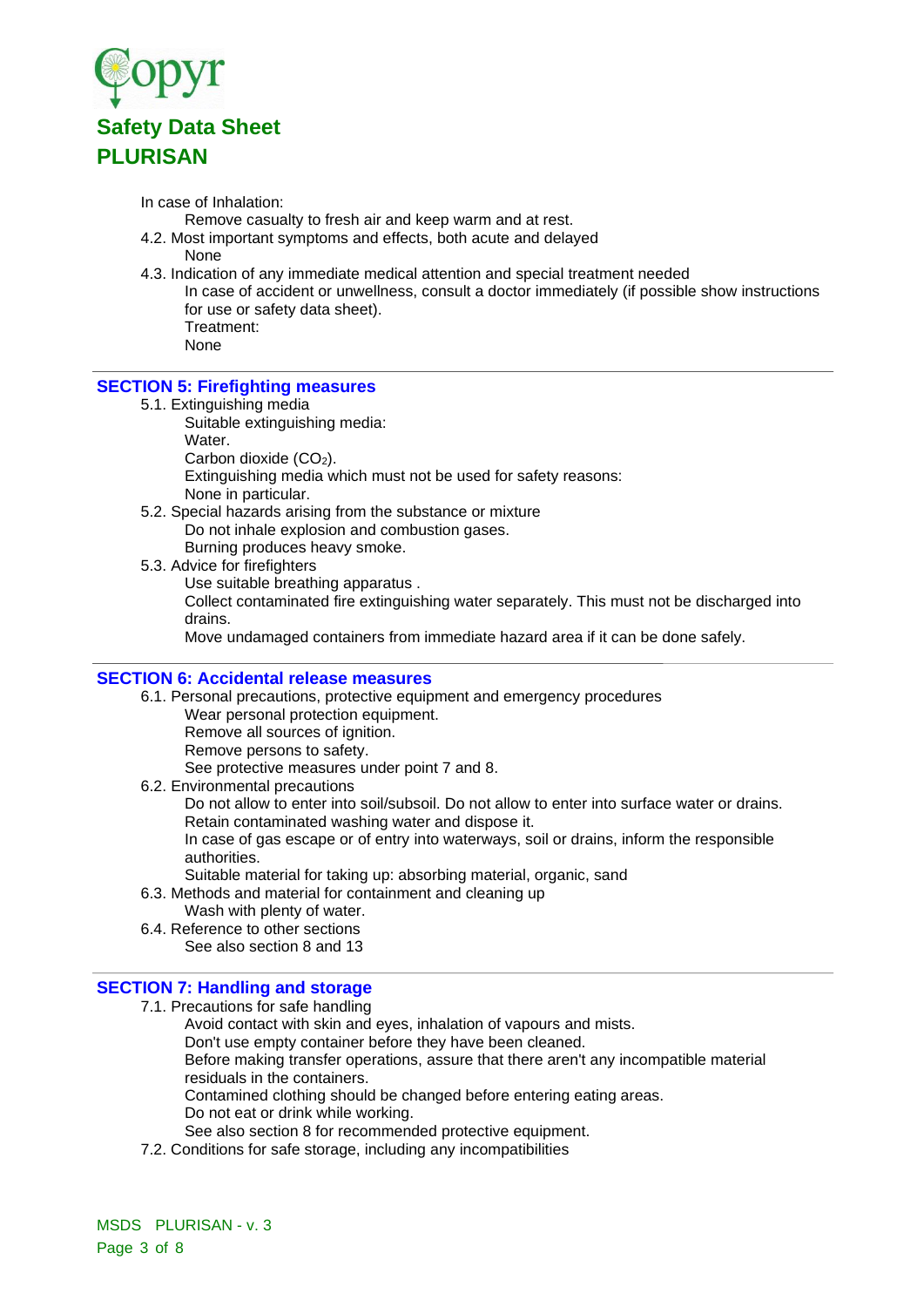In case of Inhalation:

Remove casualty to fresh air and keep warm and at rest.

4.2. Most important symptoms and effects, both acute and delayed

None

4.3. Indication of any immediate medical attention and special treatment needed

In case of accident or unwellness, consult a doctor immediately (if possible show instructions for use or safety data sheet).

Treatment:

None

## SECTION 5: Firefighting measures

5.1. Extinguishing media

Suitable extinguishing media:

Water.

Carbon dioxide ($CO_2$).

Extinguishing media which must not be used for safety reasons:

None in particular.

5.2. Special hazards arising from the substance or mixture

Do not inhale explosion and combustion gases.

Burning produces heavy smoke.

5.3. Advice for firefighters

Use suitable breathing apparatus .

Collect contaminated fire extinguishing water separately. This must not be discharged into drains.

Move undamaged containers from immediate hazard area if it can be done safely.

## SECTION 6: Accidental release measures

6.1. Personal precautions, protective equipment and emergency procedures

Wear personal protection equipment.

Remove all sources of ignition.

Remove persons to safety.

See protective measures under point 7 and 8.

6.2. Environmental precautions

Do not allow to enter into soil/subsoil. Do not allow to enter into surface water or drains.

Retain contaminated washing water and dispose it.

In case of gas escape or of entry into waterways, soil or drains, inform the responsible authorities.

Suitable material for taking up: absorbing material, organic, sand

6.3. Methods and material for containment and cleaning up

Wash with plenty of water.

6.4. Reference to other sections

See also section 8 and 13

## SECTION 7: Handling and storage

7.1. Precautions for safe handling

Avoid contact with skin and eyes, inhalation of vapours and mists.

Don't use empty container before they have been cleaned.

Before making transfer operations, assure that there aren't any incompatible material residuals in the containers.

Contamined clothing should be changed before entering eating areas.

Do not eat or drink while working.

See also section 8 for recommended protective equipment.

7.2. Conditions for safe storage, including any incompatibilities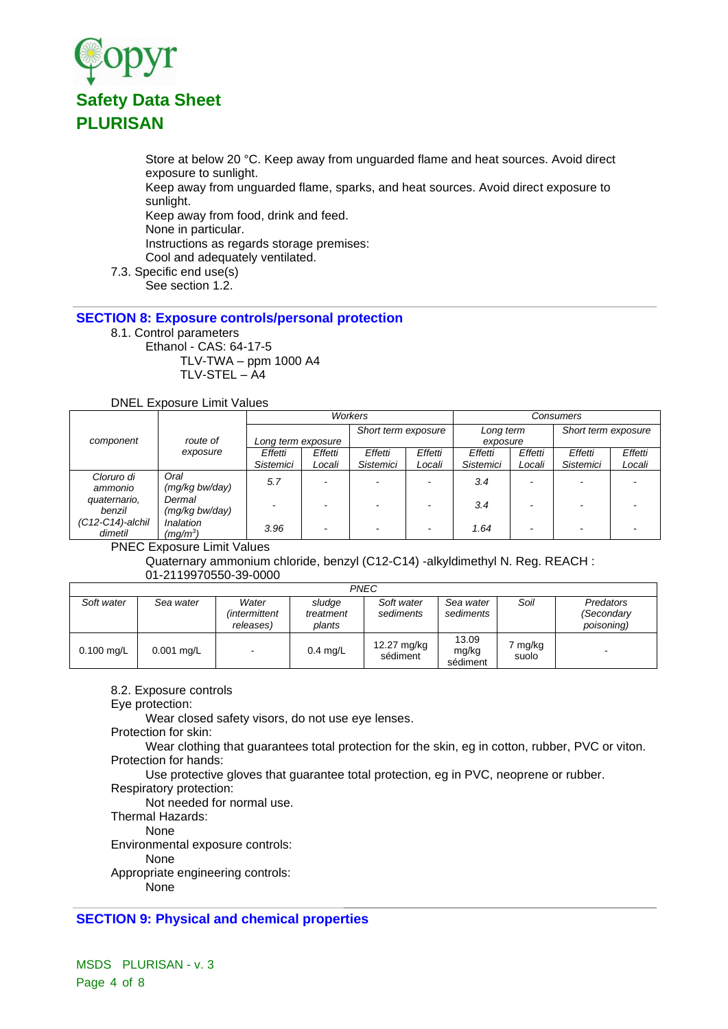Store at below 20 °C. Keep away from unguarded flame and heat sources. Avoid direct exposure to sunlight.
Keep away from unguarded flame, sparks, and heat sources. Avoid direct exposure to sunlight.
Keep away from food, drink and feed.
None in particular.
Instructions as regards storage premises:
Cool and adequately ventilated.

7.3. Specific end use(s)
See section 1.2.

## SECTION 8: Exposure controls/personal protection

8.1. Control parameters
Ethanol - CAS: 64-17-5
TLV-TWA – ppm 1000 A4
TLV-STEL – A4

DNEL Exposure Limit Values

| component | route of exposure | Workers | | | | Consumers | | | |
|---|---|---|---|---|---|---|---|---|---|
| | | Long term exposure | | Short term exposure | | Long term exposure | | Short term exposure | |
| | | Effetti Sistemici | Effetti Locali | Effetti Sistemici | Effetti Locali | Effetti Sistemici | Effetti Locali | Effetti Sistemici | Effetti Locali |
| Cloruro di ammonio quaternario, benzil (C12-C14)-alchil dimetil | Oral (mg/kg bw/day) | 5.7 | - | - | - | 3.4 | - | - | - |
| | Dermal (mg/kg bw/day) | - | - | - | - | 3.4 | - | - | - |
| | Inalation ($mg/m^3$) | 3.96 | - | - | - | 1.64 | - | - | - |

PNEC Exposure Limit Values
Quaternary ammonium chloride, benzyl (C12-C14) -alkyldimethyl N. Reg. REACH : 01-2119970550-39-0000

| PNEC | | | | | | | |
|---|---|---|---|---|---|---|---|
| Soft water | Sea water | Water (intermittent releases) | sludge treatment plants | Soft water sediments | Sea water sediments | Soil | Predators (Secondary poisoning) |
| 0.100 mg/L | 0.001 mg/L | - | 0.4 mg/L | 12.27 mg/kg sédiment | 13.09 mg/kg sédiment | 7 mg/kg suolo | - |

8.2. Exposure controls
Eye protection:
Wear closed safety visors, do not use eye lenses.
Protection for skin:
Wear clothing that guarantees total protection for the skin, eg in cotton, rubber, PVC or viton.
Protection for hands:
Use protective gloves that guarantee total protection, eg in PVC, neoprene or rubber.
Respiratory protection:
Not needed for normal use.
Thermal Hazards:
None
Environmental exposure controls:
None
Appropriate engineering controls:
None

## SECTION 9: Physical and chemical properties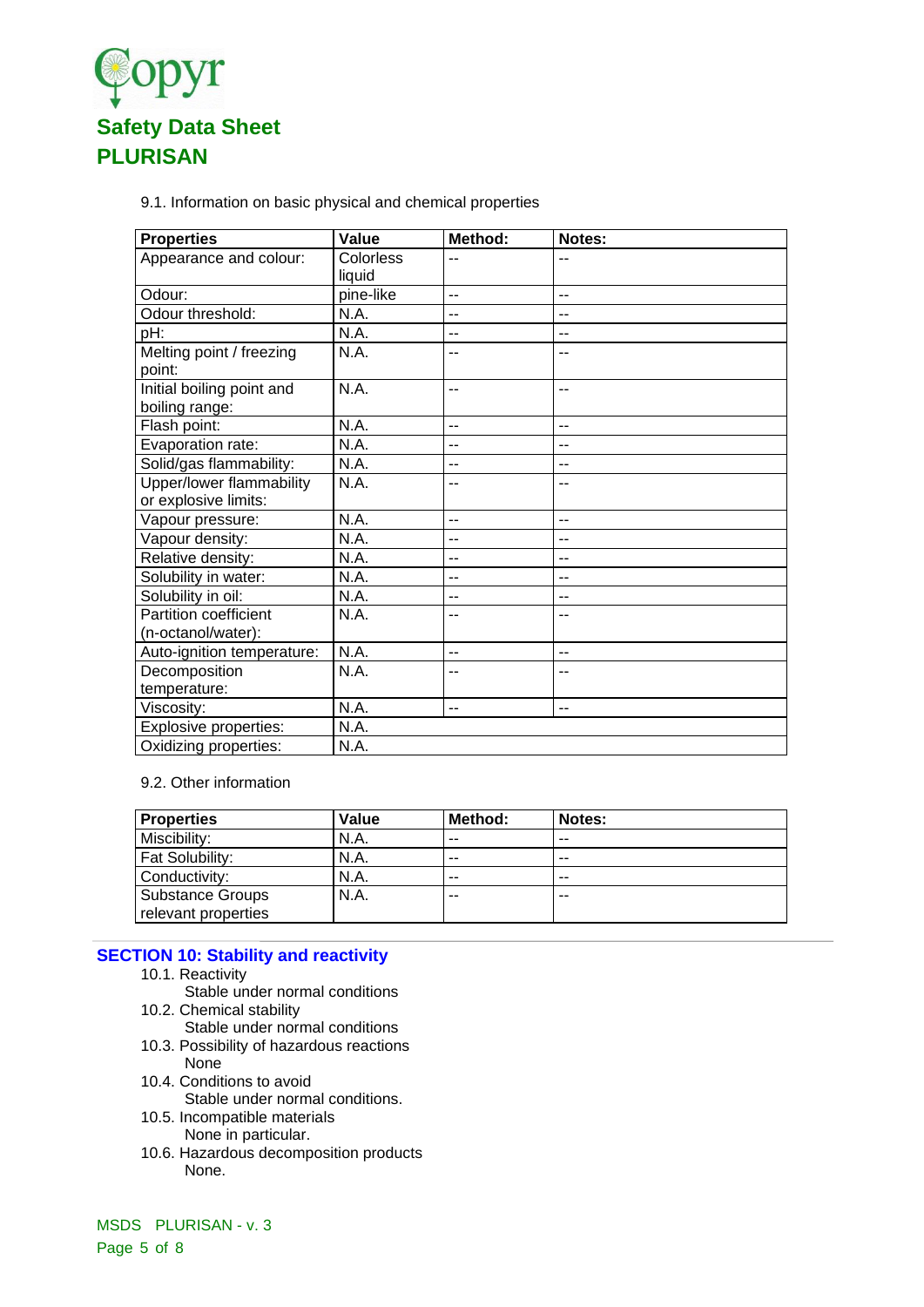9.1. Information on basic physical and chemical properties

| Properties | Value | Method: | Notes: |
|---|---|---|---|
| Appearance and colour: | Colorless liquid | -- | -- |
| Odour: | pine-like | -- | -- |
| Odour threshold: | N.A. | -- | -- |
| pH: | N.A. | -- | -- |
| Melting point / freezing point: | N.A. | -- | -- |
| Initial boiling point and boiling range: | N.A. | -- | -- |
| Flash point: | N.A. | -- | -- |
| Evaporation rate: | N.A. | -- | -- |
| Solid/gas flammability: | N.A. | -- | -- |
| Upper/lower flammability or explosive limits: | N.A. | -- | -- |
| Vapour pressure: | N.A. | -- | -- |
| Vapour density: | N.A. | -- | -- |
| Relative density: | N.A. | -- | -- |
| Solubility in water: | N.A. | -- | -- |
| Solubility in oil: | N.A. | -- | -- |
| Partition coefficient (n-octanol/water): | N.A. | -- | -- |
| Auto-ignition temperature: | N.A. | -- | -- |
| Decomposition temperature: | N.A. | -- | -- |
| Viscosity: | N.A. | -- | -- |
| Explosive properties: | N.A. | | |
| Oxidizing properties: | N.A. | | |

9.2. Other information

| Properties | Value | Method: | Notes: |
|---|---|---|---|
| Miscibility: | N.A. | -- | -- |
| Fat Solubility: | N.A. | -- | -- |
| Conductivity: | N.A. | -- | -- |
| Substance Groups relevant properties | N.A. | -- | -- |

## SECTION 10: Stability and reactivity

10.1. Reactivity
Stable under normal conditions

10.2. Chemical stability
Stable under normal conditions

10.3. Possibility of hazardous reactions
None

10.4. Conditions to avoid
Stable under normal conditions.

10.5. Incompatible materials
None in particular.

10.6. Hazardous decomposition products
None.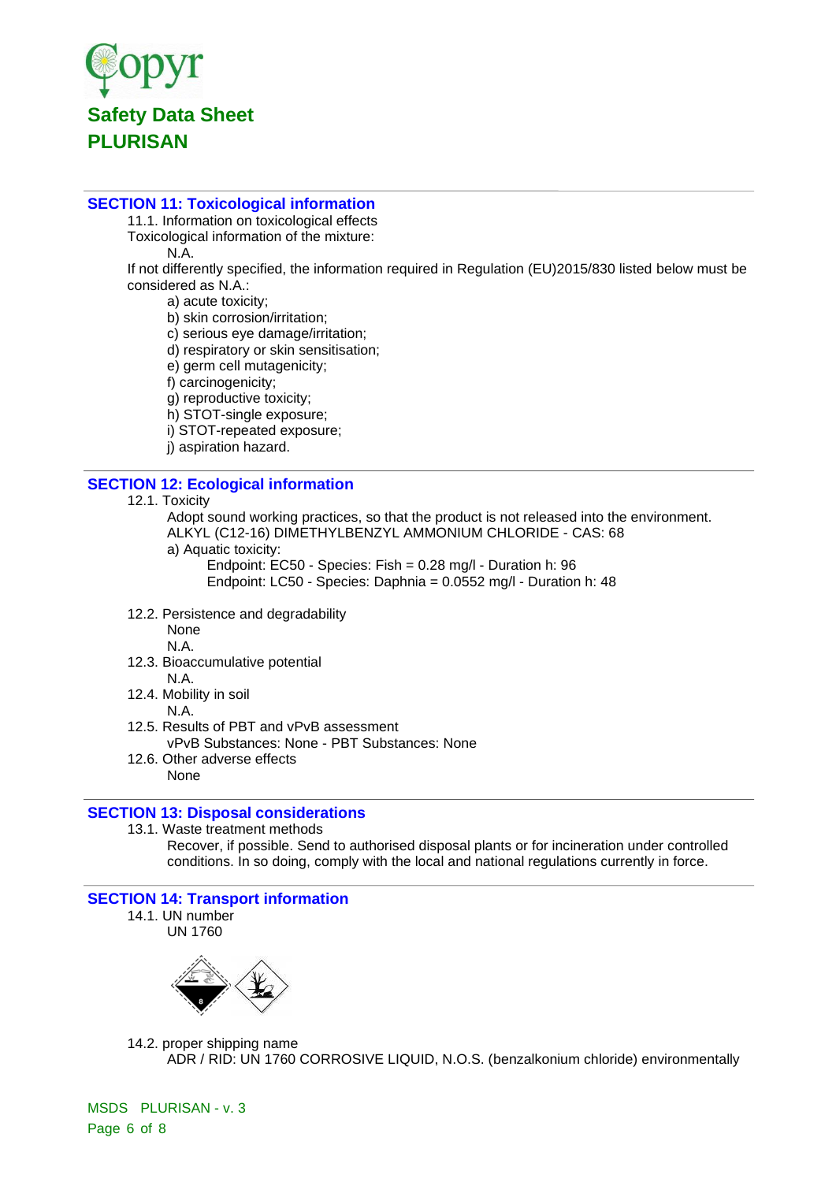# Safety Data Sheet
# PLURISAN

## SECTION 11: Toxicological information

11.1. Information on toxicological effects

Toxicological information of the mixture:

N.A.

If not differently specified, the information required in Regulation (EU)2015/830 listed below must be considered as N.A.:

- a) acute toxicity;
- b) skin corrosion/irritation;
- c) serious eye damage/irritation;
- d) respiratory or skin sensitisation;
- e) germ cell mutagenicity;
- f) carcinogenicity;
- g) reproductive toxicity;
- h) STOT-single exposure;
- i) STOT-repeated exposure;
- j) aspiration hazard.

## SECTION 12: Ecological information

12.1. Toxicity

Adopt sound working practices, so that the product is not released into the environment.

ALKYL (C12-16) DIMETHYLBENZYL AMMONIUM CHLORIDE - CAS: 68

a) Aquatic toxicity:

Endpoint: EC50 - Species: Fish = 0.28 mg/l - Duration h: 96

Endpoint: LC50 - Species: Daphnia = 0.0552 mg/l - Duration h: 48

12.2. Persistence and degradability

None

N.A.

12.3. Bioaccumulative potential

N.A.

12.4. Mobility in soil

N.A.

12.5. Results of PBT and vPvB assessment

vPvB Substances: None - PBT Substances: None

12.6. Other adverse effects

None

## SECTION 13: Disposal considerations

13.1. Waste treatment methods

Recover, if possible. Send to authorised disposal plants or for incineration under controlled conditions. In so doing, comply with the local and national regulations currently in force.

## SECTION 14: Transport information

14.1. UN number

UN 1760

14.2. proper shipping name

ADR / RID: UN 1760 CORROSIVE LIQUID, N.O.S. (benzalkonium chloride) environmentally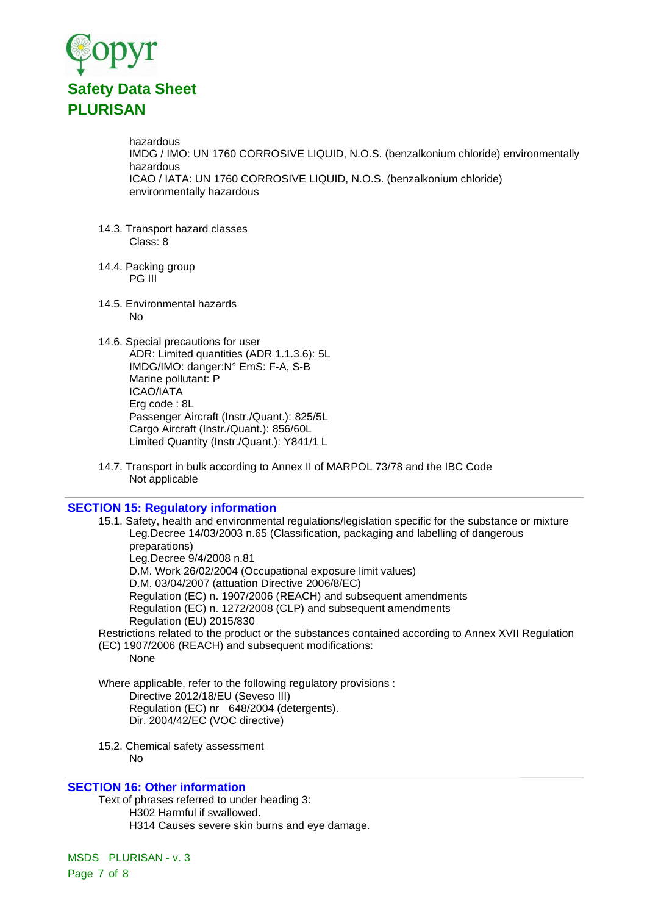hazardous
IMDG / IMO: UN 1760 CORROSIVE LIQUID, N.O.S. (benzalkonium chloride) environmentally hazardous
ICAO / IATA: UN 1760 CORROSIVE LIQUID, N.O.S. (benzalkonium chloride) environmentally hazardous

14.3. Transport hazard classes
Class: 8

14.4. Packing group
PG III

14.5. Environmental hazards
No

14.6. Special precautions for user
ADR: Limited quantities (ADR 1.1.3.6): 5L
IMDG/IMO: danger:N° EmS: F-A, S-B
Marine pollutant: P
ICAO/IATA
Erg code : 8L
Passenger Aircraft (Instr./Quant.): 825/5L
Cargo Aircraft (Instr./Quant.): 856/60L
Limited Quantity (Instr./Quant.): Y841/1 L

14.7. Transport in bulk according to Annex II of MARPOL 73/78 and the IBC Code
Not applicable

## SECTION 15: Regulatory information

15.1. Safety, health and environmental regulations/legislation specific for the substance or mixture
Leg.Decree 14/03/2003 n.65 (Classification, packaging and labelling of dangerous preparations)
Leg.Decree 9/4/2008 n.81
D.M. Work 26/02/2004 (Occupational exposure limit values)
D.M. 03/04/2007 (attuation Directive 2006/8/EC)
Regulation (EC) n. 1907/2006 (REACH) and subsequent amendments
Regulation (EC) n. 1272/2008 (CLP) and subsequent amendments
Regulation (EU) 2015/830

Restrictions related to the product or the substances contained according to Annex XVII Regulation (EC) 1907/2006 (REACH) and subsequent modifications:
None

Where applicable, refer to the following regulatory provisions :
Directive 2012/18/EU (Seveso III)
Regulation (EC) nr 648/2004 (detergents).
Dir. 2004/42/EC (VOC directive)

15.2. Chemical safety assessment
No

## SECTION 16: Other information

Text of phrases referred to under heading 3:
H302 Harmful if swallowed.
H314 Causes severe skin burns and eye damage.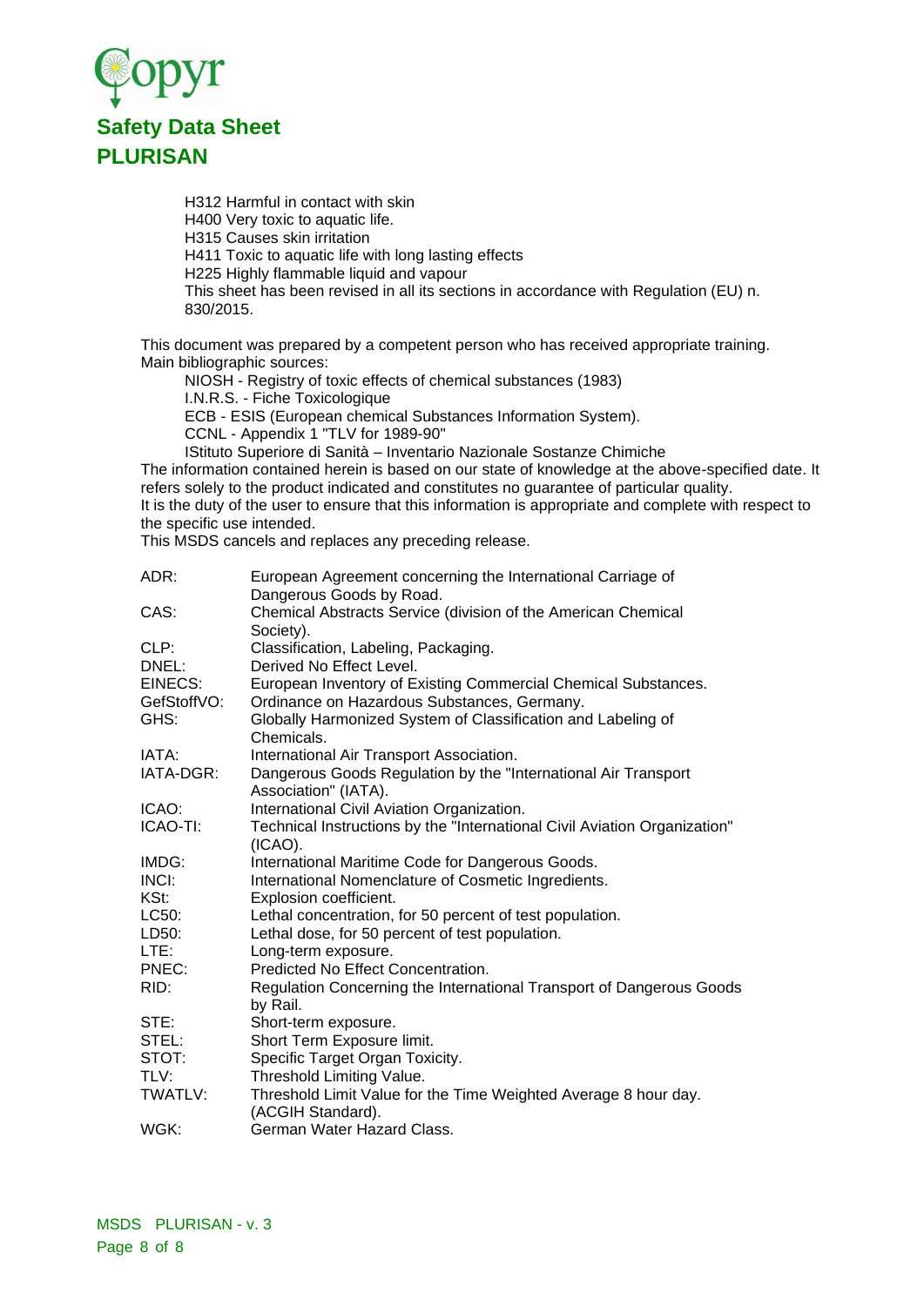H312 Harmful in contact with skin
H400 Very toxic to aquatic life.
H315 Causes skin irritation
H411 Toxic to aquatic life with long lasting effects
H225 Highly flammable liquid and vapour
This sheet has been revised in all its sections in accordance with Regulation (EU) n. 830/2015.

This document was prepared by a competent person who has received appropriate training.
Main bibliographic sources:

NIOSH - Registry of toxic effects of chemical substances (1983)
I.N.R.S. - Fiche Toxicologique
ECB - ESIS (European chemical Substances Information System).
CCNL - Appendix 1 "TLV for 1989-90"
IStituto Superiore di Sanità – Inventario Nazionale Sostanze Chimiche

The information contained herein is based on our state of knowledge at the above-specified date. It refers solely to the product indicated and constitutes no guarantee of particular quality.
It is the duty of the user to ensure that this information is appropriate and complete with respect to the specific use intended.
This MSDS cancels and replaces any preceding release.

| | |
|---|---|
| ADR: | European Agreement concerning the International Carriage of Dangerous Goods by Road. |
| CAS: | Chemical Abstracts Service (division of the American Chemical Society). |
| CLP: | Classification, Labeling, Packaging. |
| DNEL: | Derived No Effect Level. |
| EINECS: | European Inventory of Existing Commercial Chemical Substances. |
| GefStoffVO: | Ordinance on Hazardous Substances, Germany. |
| GHS: | Globally Harmonized System of Classification and Labeling of Chemicals. |
| IATA: | International Air Transport Association. |
| IATA-DGR: | Dangerous Goods Regulation by the "International Air Transport Association" (IATA). |
| ICAO: | International Civil Aviation Organization. |
| ICAO-TI: | Technical Instructions by the "International Civil Aviation Organization" (ICAO). |
| IMDG: | International Maritime Code for Dangerous Goods. |
| INCI: | International Nomenclature of Cosmetic Ingredients. |
| KSt: | Explosion coefficient. |
| LC50: | Lethal concentration, for 50 percent of test population. |
| LD50: | Lethal dose, for 50 percent of test population. |
| LTE: | Long-term exposure. |
| PNEC: | Predicted No Effect Concentration. |
| RID: | Regulation Concerning the International Transport of Dangerous Goods by Rail. |
| STE: | Short-term exposure. |
| STEL: | Short Term Exposure limit. |
| STOT: | Specific Target Organ Toxicity. |
| TLV: | Threshold Limiting Value. |
| TWATLV: | Threshold Limit Value for the Time Weighted Average 8 hour day. (ACGIH Standard). |
| WGK: | German Water Hazard Class. |